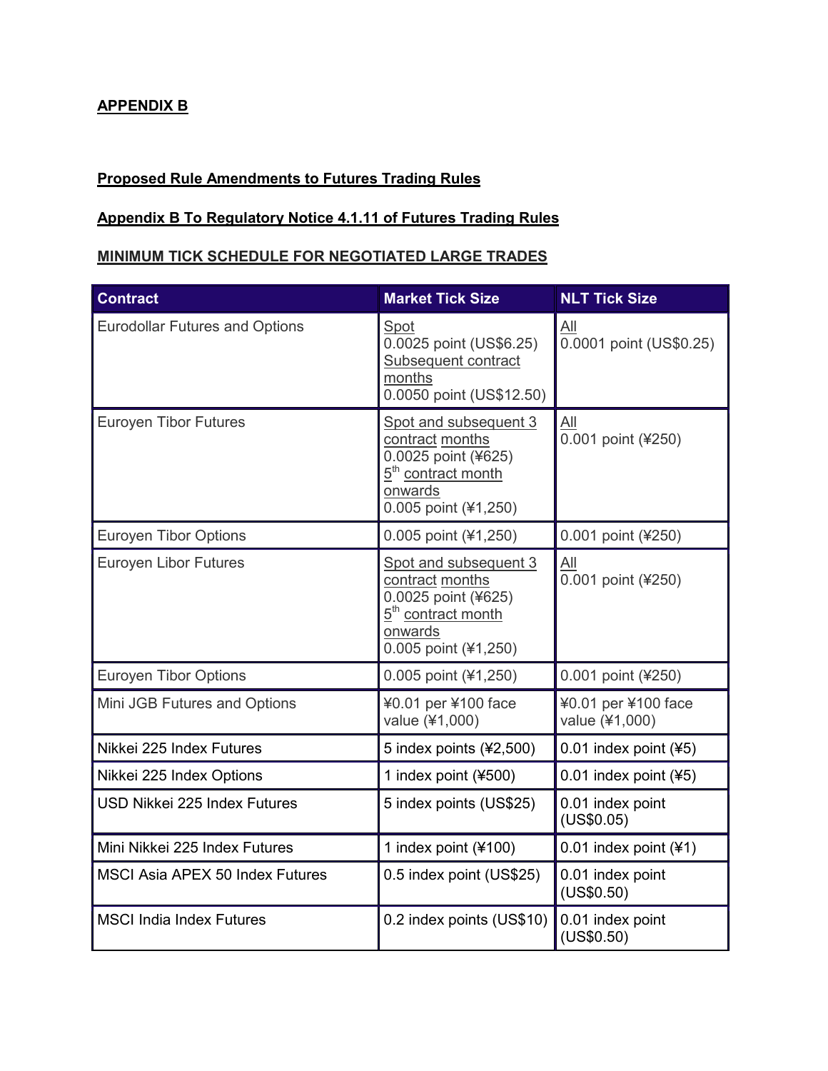**APPENDIX B**

**Proposed Rule Amendments to Futures Trading Rules**

**Appendix B To Regulatory Notice 4.1.11 of Futures Trading Rules**

**MINIMUM TICK SCHEDULE FOR NEGOTIATED LARGE TRADES**

| Contract | Market Tick Size | NLT Tick Size |
|---|---|---|
| Eurodollar Futures and Options | Spot<br>0.0025 point (US$6.25)<br>Subsequent contract months<br>0.0050 point (US$12.50) | All<br>0.0001 point (US$0.25) |
| Euroyen Tibor Futures | Spot and subsequent 3 contract months<br>0.0025 point (¥625)<br>5th contract month onwards<br>0.005 point (¥1,250) | All<br>0.001 point (¥250) |
| Euroyen Tibor Options | 0.005 point (¥1,250) | 0.001 point (¥250) |
| Euroyen Libor Futures | Spot and subsequent 3 contract months<br>0.0025 point (¥625)<br>5th contract month onwards<br>0.005 point (¥1,250) | All<br>0.001 point (¥250) |
| Euroyen Tibor Options | 0.005 point (¥1,250) | 0.001 point (¥250) |
| Mini JGB Futures and Options | ¥0.01 per ¥100 face value (¥1,000) | ¥0.01 per ¥100 face value (¥1,000) |
| Nikkei 225 Index Futures | 5 index points (¥2,500) | 0.01 index point (¥5) |
| Nikkei 225 Index Options | 1 index point (¥500) | 0.01 index point (¥5) |
| USD Nikkei 225 Index Futures | 5 index points (US$25) | 0.01 index point (US$0.05) |
| Mini Nikkei 225 Index Futures | 1 index point (¥100) | 0.01 index point (¥1) |
| MSCI Asia APEX 50 Index Futures | 0.5 index point (US$25) | 0.01 index point (US$0.50) |
| MSCI India Index Futures | 0.2 index points (US$10) | 0.01 index point (US$0.50) |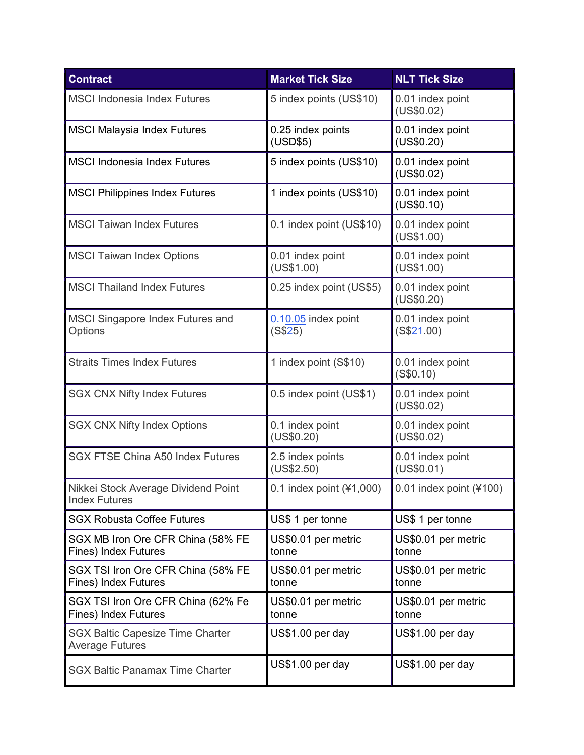| Contract | Market Tick Size | NLT Tick Size |
| --- | --- | --- |
| MSCI Indonesia Index Futures | 5 index points (US$10) | 0.01 index point (US$0.02) |
| MSCI Malaysia Index Futures | 0.25 index points (USD$5) | 0.01 index point (US$0.20) |
| MSCI Indonesia Index Futures | 5 index points (US$10) | 0.01 index point (US$0.02) |
| MSCI Philippines Index Futures | 1 index points (US$10) | 0.01 index point (US$0.10) |
| MSCI Taiwan Index Futures | 0.1 index point (US$10) | 0.01 index point (US$1.00) |
| MSCI Taiwan Index Options | 0.01 index point (US$1.00) | 0.01 index point (US$1.00) |
| MSCI Thailand Index Futures | 0.25 index point (US$5) | 0.01 index point (US$0.20) |
| MSCI Singapore Index Futures and Options | ~~0.1~~0.05 index point (S$~~2~~5) | 0.01 index point (S$~~2~~1.00) |
| Straits Times Index Futures | 1 index point (S$10) | 0.01 index point (S$0.10) |
| SGX CNX Nifty Index Futures | 0.5 index point (US$1) | 0.01 index point (US$0.02) |
| SGX CNX Nifty Index Options | 0.1 index point (US$0.20) | 0.01 index point (US$0.02) |
| SGX FTSE China A50 Index Futures | 2.5 index points (US$2.50) | 0.01 index point (US$0.01) |
| Nikkei Stock Average Dividend Point Index Futures | 0.1 index point (¥1,000) | 0.01 index point (¥100) |
| SGX Robusta Coffee Futures | US$ 1 per tonne | US$ 1 per tonne |
| SGX MB Iron Ore CFR China (58% FE Fines) Index Futures | US$0.01 per metric tonne | US$0.01 per metric tonne |
| SGX TSI Iron Ore CFR China (58% FE Fines) Index Futures | US$0.01 per metric tonne | US$0.01 per metric tonne |
| SGX TSI Iron Ore CFR China (62% Fe Fines) Index Futures | US$0.01 per metric tonne | US$0.01 per metric tonne |
| SGX Baltic Capesize Time Charter Average Futures | US$1.00 per day | US$1.00 per day |
| SGX Baltic Panamax Time Charter | US$1.00 per day | US$1.00 per day |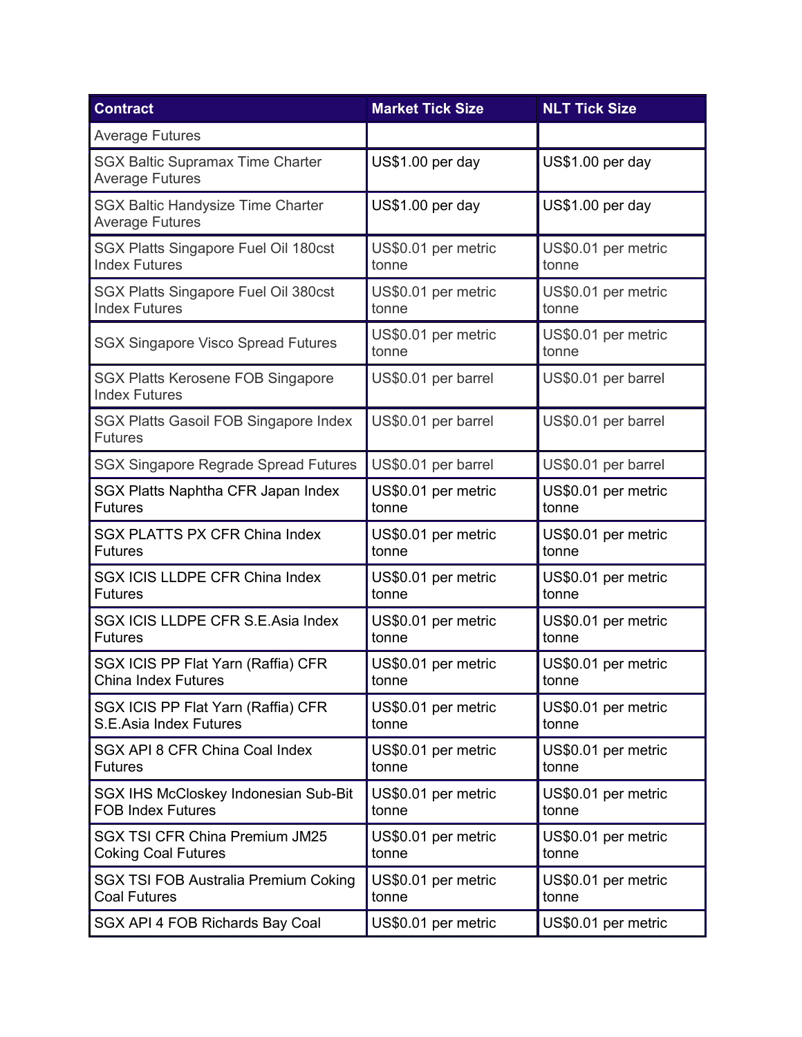| Contract | Market Tick Size | NLT Tick Size |
| --- | --- | --- |
| Average Futures | | |
| SGX Baltic Supramax Time Charter Average Futures | US$1.00 per day | US$1.00 per day |
| SGX Baltic Handysize Time Charter Average Futures | US$1.00 per day | US$1.00 per day |
| SGX Platts Singapore Fuel Oil 180cst Index Futures | US$0.01 per metric tonne | US$0.01 per metric tonne |
| SGX Platts Singapore Fuel Oil 380cst Index Futures | US$0.01 per metric tonne | US$0.01 per metric tonne |
| SGX Singapore Visco Spread Futures | US$0.01 per metric tonne | US$0.01 per metric tonne |
| SGX Platts Kerosene FOB Singapore Index Futures | US$0.01 per barrel | US$0.01 per barrel |
| SGX Platts Gasoil FOB Singapore Index Futures | US$0.01 per barrel | US$0.01 per barrel |
| SGX Singapore Regrade Spread Futures | US$0.01 per barrel | US$0.01 per barrel |
| SGX Platts Naphtha CFR Japan Index Futures | US$0.01 per metric tonne | US$0.01 per metric tonne |
| SGX PLATTS PX CFR China Index Futures | US$0.01 per metric tonne | US$0.01 per metric tonne |
| SGX ICIS LLDPE CFR China Index Futures | US$0.01 per metric tonne | US$0.01 per metric tonne |
| SGX ICIS LLDPE CFR S.E.Asia Index Futures | US$0.01 per metric tonne | US$0.01 per metric tonne |
| SGX ICIS PP Flat Yarn (Raffia) CFR China Index Futures | US$0.01 per metric tonne | US$0.01 per metric tonne |
| SGX ICIS PP Flat Yarn (Raffia) CFR S.E.Asia Index Futures | US$0.01 per metric tonne | US$0.01 per metric tonne |
| SGX API 8 CFR China Coal Index Futures | US$0.01 per metric tonne | US$0.01 per metric tonne |
| SGX IHS McCloskey Indonesian Sub-Bit FOB Index Futures | US$0.01 per metric tonne | US$0.01 per metric tonne |
| SGX TSI CFR China Premium JM25 Coking Coal Futures | US$0.01 per metric tonne | US$0.01 per metric tonne |
| SGX TSI FOB Australia Premium Coking Coal Futures | US$0.01 per metric tonne | US$0.01 per metric tonne |
| SGX API 4 FOB Richards Bay Coal | US$0.01 per metric | US$0.01 per metric |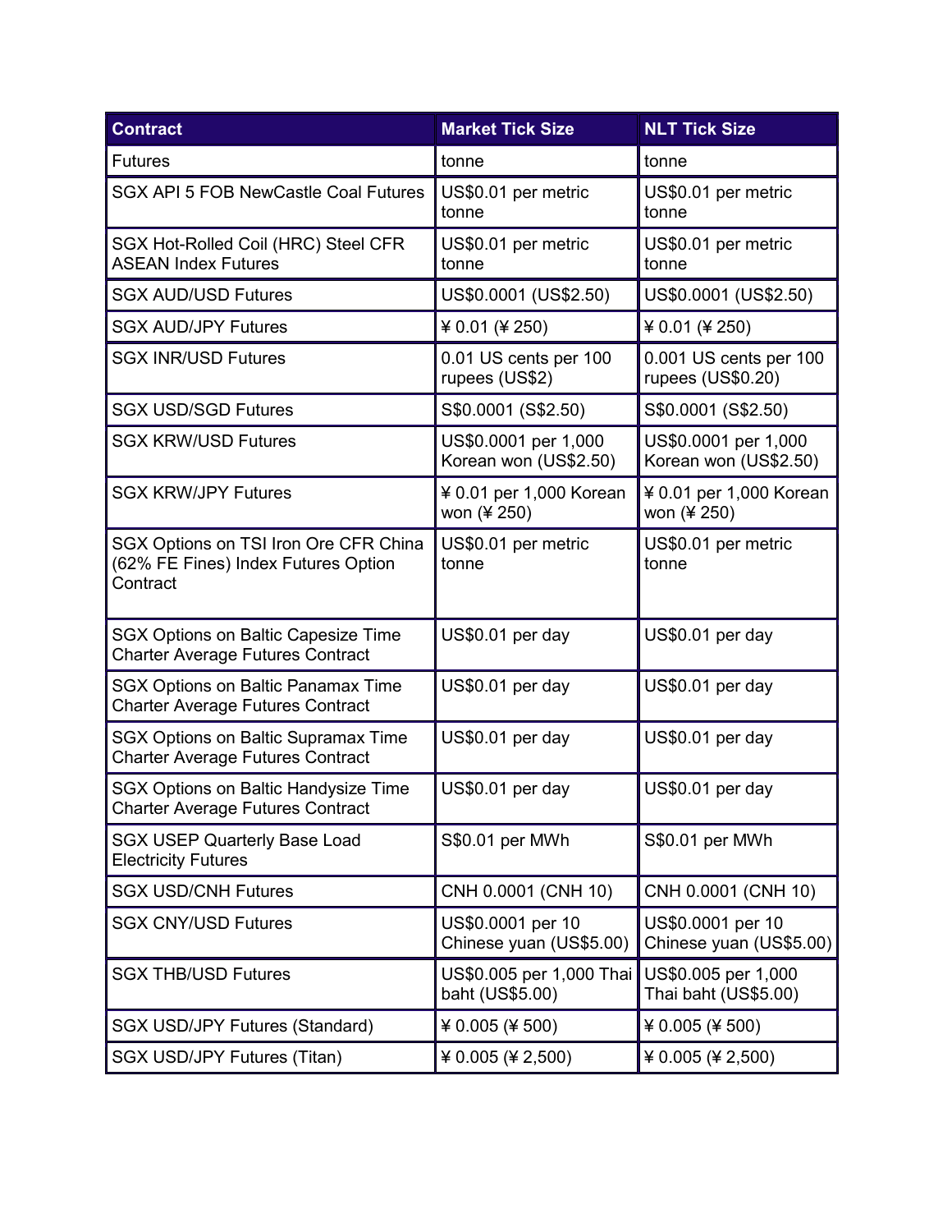| Contract | Market Tick Size | NLT Tick Size |
| --- | --- | --- |
| Futures | tonne | tonne |
| SGX API 5 FOB NewCastle Coal Futures | US$0.01 per metric tonne | US$0.01 per metric tonne |
| SGX Hot-Rolled Coil (HRC) Steel CFR ASEAN Index Futures | US$0.01 per metric tonne | US$0.01 per metric tonne |
| SGX AUD/USD Futures | US$0.0001 (US$2.50) | US$0.0001 (US$2.50) |
| SGX AUD/JPY Futures | ¥ 0.01 (¥ 250) | ¥ 0.01 (¥ 250) |
| SGX INR/USD Futures | 0.01 US cents per 100 rupees (US$2) | 0.001 US cents per 100 rupees (US$0.20) |
| SGX USD/SGD Futures | S$0.0001 (S$2.50) | S$0.0001 (S$2.50) |
| SGX KRW/USD Futures | US$0.0001 per 1,000 Korean won (US$2.50) | US$0.0001 per 1,000 Korean won (US$2.50) |
| SGX KRW/JPY Futures | ¥ 0.01 per 1,000 Korean won (¥ 250) | ¥ 0.01 per 1,000 Korean won (¥ 250) |
| SGX Options on TSI Iron Ore CFR China (62% FE Fines) Index Futures Option Contract | US$0.01 per metric tonne | US$0.01 per metric tonne |
| SGX Options on Baltic Capesize Time Charter Average Futures Contract | US$0.01 per day | US$0.01 per day |
| SGX Options on Baltic Panamax Time Charter Average Futures Contract | US$0.01 per day | US$0.01 per day |
| SGX Options on Baltic Supramax Time Charter Average Futures Contract | US$0.01 per day | US$0.01 per day |
| SGX Options on Baltic Handysize Time Charter Average Futures Contract | US$0.01 per day | US$0.01 per day |
| SGX USEP Quarterly Base Load Electricity Futures | S$0.01 per MWh | S$0.01 per MWh |
| SGX USD/CNH Futures | CNH 0.0001 (CNH 10) | CNH 0.0001 (CNH 10) |
| SGX CNY/USD Futures | US$0.0001 per 10 Chinese yuan (US$5.00) | US$0.0001 per 10 Chinese yuan (US$5.00) |
| SGX THB/USD Futures | US$0.005 per 1,000 Thai baht (US$5.00) | US$0.005 per 1,000 Thai baht (US$5.00) |
| SGX USD/JPY Futures (Standard) | ¥ 0.005 (¥ 500) | ¥ 0.005 (¥ 500) |
| SGX USD/JPY Futures (Titan) | ¥ 0.005 (¥ 2,500) | ¥ 0.005 (¥ 2,500) |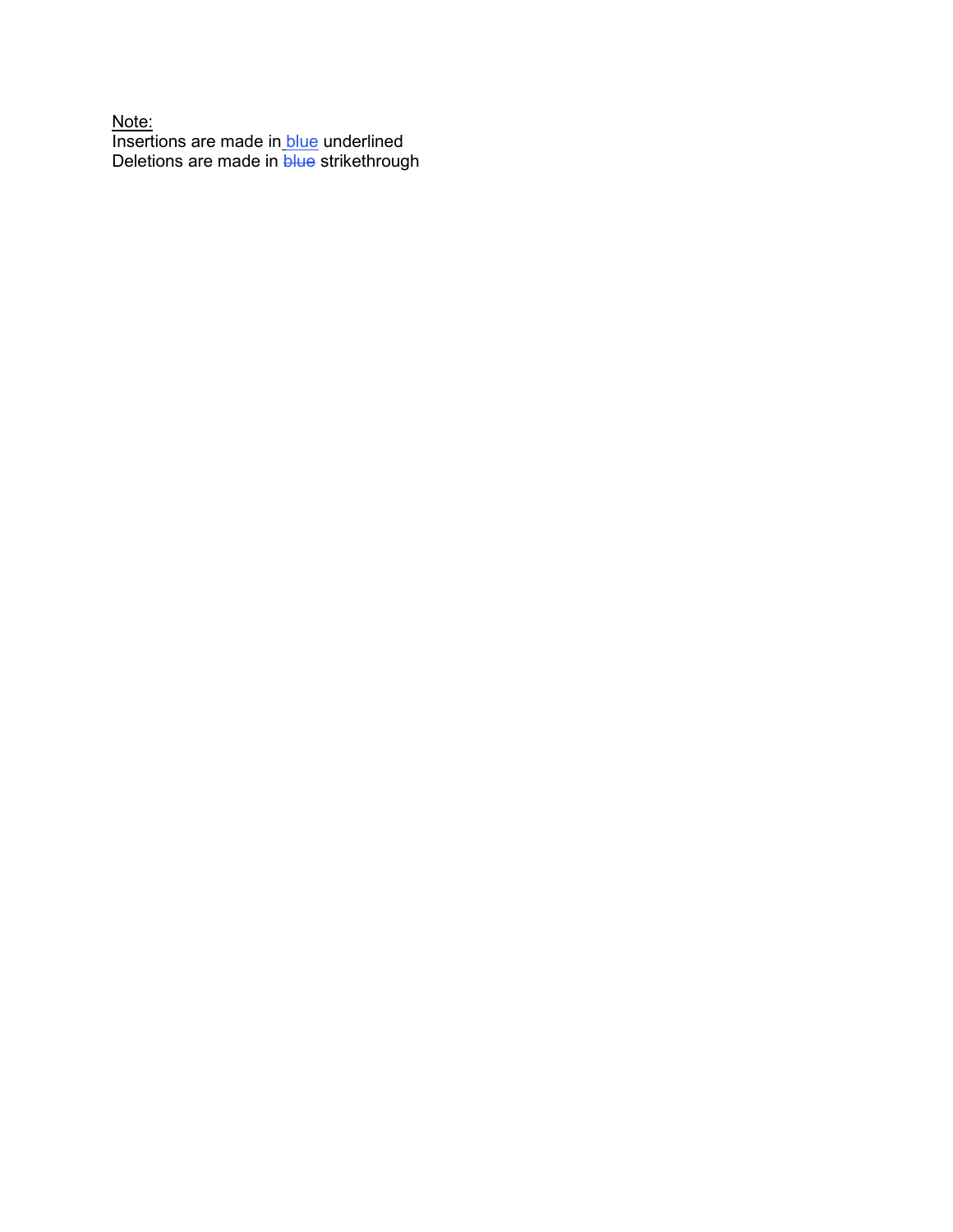<u>Note:</u>
Insertions are made in <u>blue</u> underlined
Deletions are made in ~~blue~~ strikethrough